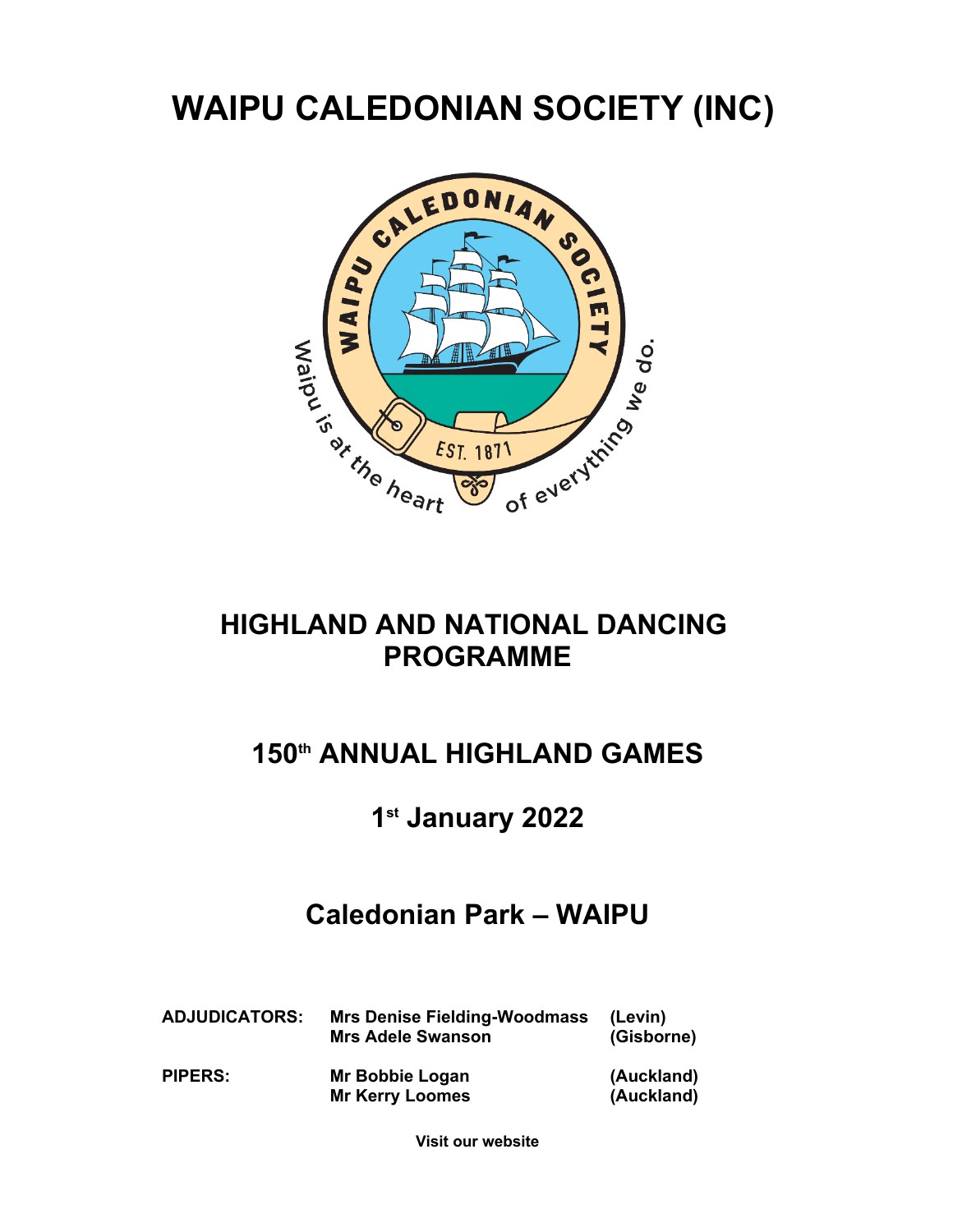# WAIPU CALEDONIAN SOCIETY (INC)

## HIGHLAND AND NATIONAL DANCING PROGRAMME

## 150th ANNUAL HIGHLAND GAMES

## 1st January 2022

## Caledonian Park – WAIPU

| | | |
|---|---|---|
| **ADJUDICATORS:** | **Mrs Denise Fielding-Woodmass** | **(Levin)** |
| | **Mrs Adele Swanson** | **(Gisborne)** |
| **PIPERS:** | **Mr Bobbie Logan** | **(Auckland)** |
| | **Mr Kerry Loomes** | **(Auckland)** |

**Visit our website**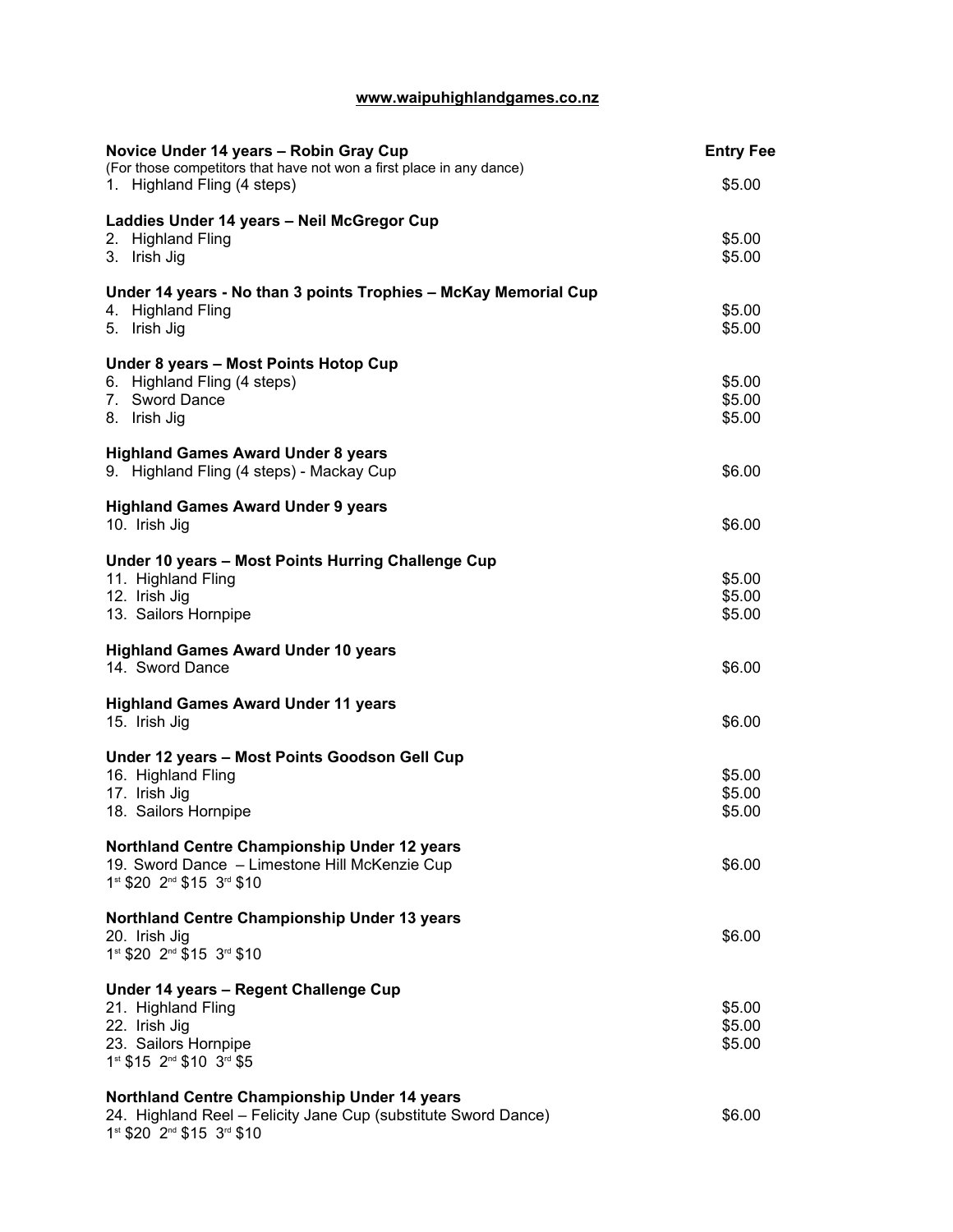**www.waipuhighlandgames.co.nz**

| | Entry Fee |
|---|---|
| **Novice Under 14 years – Robin Gray Cup** | |
| (For those competitors that have not won a first place in any dance) | |
| 1. Highland Fling (4 steps) | $5.00 |
| **Laddies Under 14 years – Neil McGregor Cup** | |
| 2. Highland Fling | $5.00 |
| 3. Irish Jig | $5.00 |
| **Under 14 years - No than 3 points Trophies – McKay Memorial Cup** | |
| 4. Highland Fling | $5.00 |
| 5. Irish Jig | $5.00 |
| **Under 8 years – Most Points Hotop Cup** | |
| 6. Highland Fling (4 steps) | $5.00 |
| 7. Sword Dance | $5.00 |
| 8. Irish Jig | $5.00 |
| **Highland Games Award Under 8 years** | |
| 9. Highland Fling (4 steps) - Mackay Cup | $6.00 |
| **Highland Games Award Under 9 years** | |
| 10. Irish Jig | $6.00 |
| **Under 10 years – Most Points Hurring Challenge Cup** | |
| 11. Highland Fling | $5.00 |
| 12. Irish Jig | $5.00 |
| 13. Sailors Hornpipe | $5.00 |
| **Highland Games Award Under 10 years** | |
| 14. Sword Dance | $6.00 |
| **Highland Games Award Under 11 years** | |
| 15. Irish Jig | $6.00 |
| **Under 12 years – Most Points Goodson Gell Cup** | |
| 16. Highland Fling | $5.00 |
| 17. Irish Jig | $5.00 |
| 18. Sailors Hornpipe | $5.00 |
| **Northland Centre Championship Under 12 years** | |
| 19. Sword Dance – Limestone Hill McKenzie Cup | $6.00 |
| 1st $20 2nd $15 3rd $10 | |
| **Northland Centre Championship Under 13 years** | |
| 20. Irish Jig | $6.00 |
| 1st $20 2nd $15 3rd $10 | |
| **Under 14 years – Regent Challenge Cup** | |
| 21. Highland Fling | $5.00 |
| 22. Irish Jig | $5.00 |
| 23. Sailors Hornpipe | $5.00 |
| 1st $15 2nd $10 3rd $5 | |
| **Northland Centre Championship Under 14 years** | |
| 24. Highland Reel – Felicity Jane Cup (substitute Sword Dance) | $6.00 |
| 1st $20 2nd $15 3rd $10 | |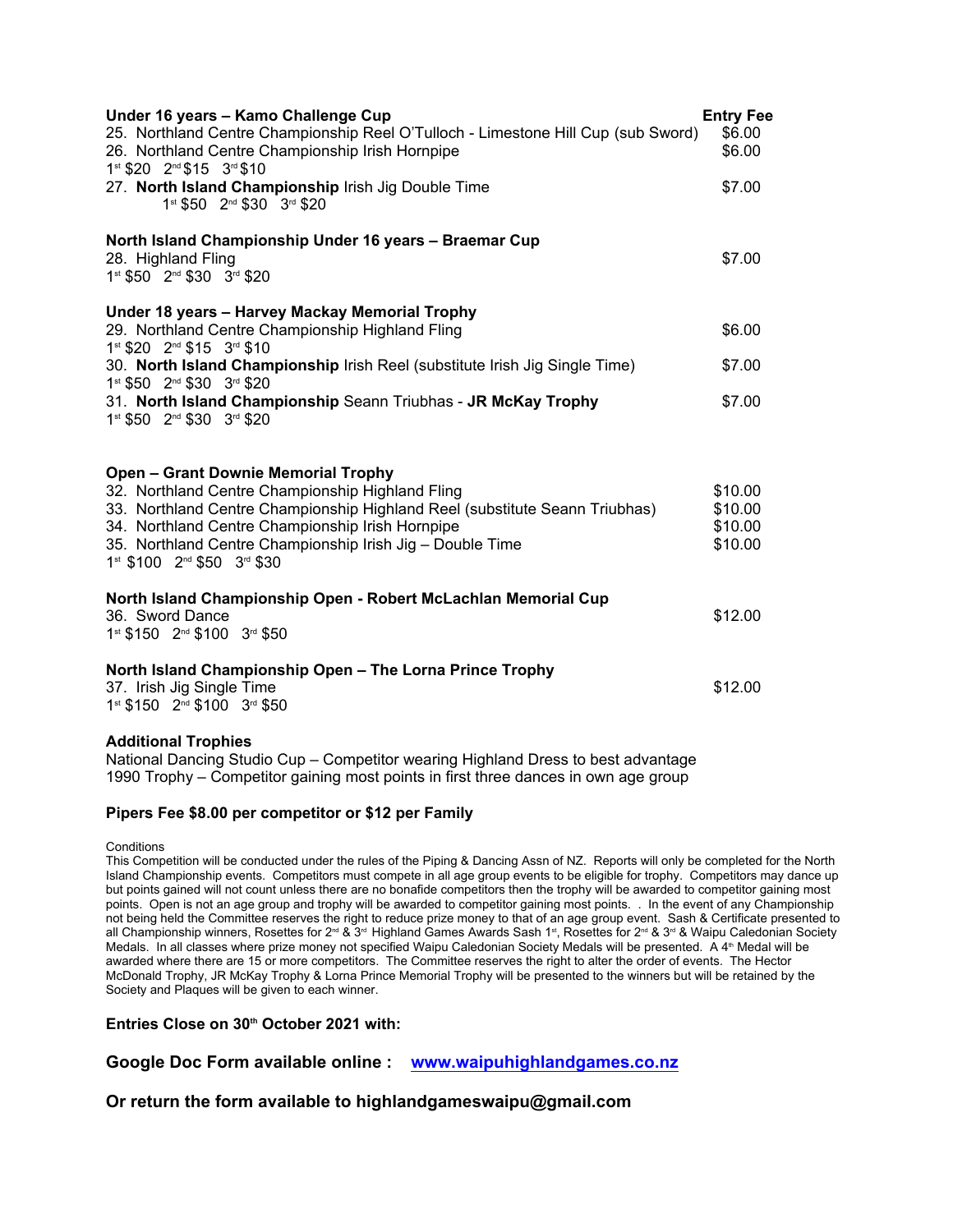**Under 16 years – Kamo Challenge Cup** | **Entry Fee**

25. Northland Centre Championship Reel O'Tulloch - Limestone Hill Cup (sub Sword) $6.00
26. Northland Centre Championship Irish Hornpipe $6.00

1st $20 2nd $15 3rd $10

27. **North Island Championship** Irish Jig Double Time $7.00

1st $50 2nd $30 3rd $20

**North Island Championship Under 16 years – Braemar Cup**

28. Highland Fling $7.00

1st $50 2nd $30 3rd $20

**Under 18 years – Harvey Mackay Memorial Trophy**

29. Northland Centre Championship Highland Fling $6.00

1st $20 2nd $15 3rd $10

30. **North Island Championship** Irish Reel (substitute Irish Jig Single Time) $7.00

1st $50 2nd $30 3rd $20

31. **North Island Championship** Seann Triubhas - **JR McKay Trophy** $7.00

1st $50 2nd $30 3rd $20

**Open – Grant Downie Memorial Trophy**

32. Northland Centre Championship Highland Fling $10.00
33. Northland Centre Championship Highland Reel (substitute Seann Triubhas) $10.00
34. Northland Centre Championship Irish Hornpipe $10.00
35. Northland Centre Championship Irish Jig – Double Time $10.00

1st $100 2nd $50 3rd $30

**North Island Championship Open - Robert McLachlan Memorial Cup**

36. Sword Dance $12.00

1st $150 2nd $100 3rd $50

**North Island Championship Open – The Lorna Prince Trophy**

37. Irish Jig Single Time $12.00

1st $150 2nd $100 3rd $50

**Additional Trophies**

National Dancing Studio Cup – Competitor wearing Highland Dress to best advantage
1990 Trophy – Competitor gaining most points in first three dances in own age group

**Pipers Fee $8.00 per competitor or $12 per Family**

Conditions

This Competition will be conducted under the rules of the Piping & Dancing Assn of NZ. Reports will only be completed for the North Island Championship events. Competitors must compete in all age group events to be eligible for trophy. Competitors may dance up but points gained will not count unless there are no bonafide competitors then the trophy will be awarded to competitor gaining most points. Open is not an age group and trophy will be awarded to competitor gaining most points. . In the event of any Championship not being held the Committee reserves the right to reduce prize money to that of an age group event. Sash & Certificate presented to all Championship winners, Rosettes for 2nd & 3rd Highland Games Awards Sash 1st, Rosettes for 2nd & 3rd & Waipu Caledonian Society Medals. In all classes where prize money not specified Waipu Caledonian Society Medals will be presented. A 4th Medal will be awarded where there are 15 or more competitors. The Committee reserves the right to alter the order of events. The Hector McDonald Trophy, JR McKay Trophy & Lorna Prince Memorial Trophy will be presented to the winners but will be retained by the Society and Plaques will be given to each winner.

**Entries Close on 30th October 2021 with:**

**Google Doc Form available online : [www.waipuhighlandgames.co.nz](http://www.waipuhighlandgames.co.nz)**

**Or return the form available to highlandgameswaipu@gmail.com**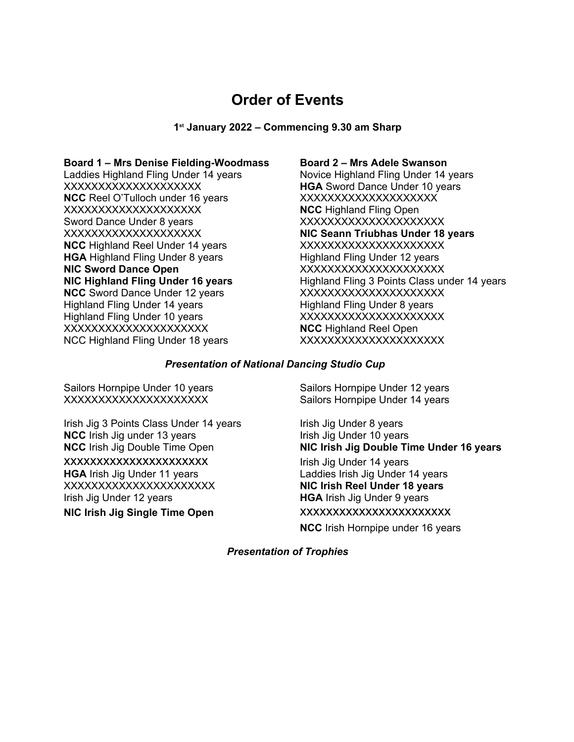# Order of Events

**1st January 2022 – Commencing 9.30 am Sharp**

**Board 1 – Mrs Denise Fielding-Woodmass**

Laddies Highland Fling Under 14 years
XXXXXXXXXXXXXXXXXXXX
**NCC** Reel O'Tulloch under 16 years
XXXXXXXXXXXXXXXXXXXX
Sword Dance Under 8 years
XXXXXXXXXXXXXXXXXXXX
**NCC** Highland Reel Under 14 years
**HGA** Highland Fling Under 8 years
**NIC Sword Dance Open**
**NIC Highland Fling Under 16 years**
**NCC** Sword Dance Under 12 years
Highland Fling Under 14 years
Highland Fling Under 10 years
XXXXXXXXXXXXXXXXXXXXX
NCC Highland Fling Under 18 years

**Board 2 – Mrs Adele Swanson**

Novice Highland Fling Under 14 years
**HGA** Sword Dance Under 10 years
XXXXXXXXXXXXXXXXXXXXX
**NCC** Highland Fling Open
XXXXXXXXXXXXXXXXXXXXX
**NIC Seann Triubhas Under 18 years**
XXXXXXXXXXXXXXXXXXXXX
Highland Fling Under 12 years
XXXXXXXXXXXXXXXXXXXXX
Highland Fling 3 Points Class under 14 years
XXXXXXXXXXXXXXXXXXXXX
Highland Fling Under 8 years
XXXXXXXXXXXXXXXXXXXXX
**NCC** Highland Reel Open
XXXXXXXXXXXXXXXXXXXXX

***Presentation of National Dancing Studio Cup***

**Board 1**

Sailors Hornpipe Under 10 years
XXXXXXXXXXXXXXXXXXXXX

Irish Jig 3 Points Class Under 14 years
**NCC** Irish Jig under 13 years
**NCC** Irish Jig Double Time Open
**XXXXXXXXXXXXXXXXXXXXXX**
**HGA** Irish Jig Under 11 years
XXXXXXXXXXXXXXXXXXXXXX
Irish Jig Under 12 years
**NIC Irish Jig Single Time Open**

**Board 2**

Sailors Hornpipe Under 12 years
Sailors Hornpipe Under 14 years

Irish Jig Under 8 years
Irish Jig Under 10 years
**NIC Irish Jig Double Time Under 16 years**
Irish Jig Under 14 years
Laddies Irish Jig Under 14 years
**NIC Irish Reel Under 18 years**
**HGA** Irish Jig Under 9 years
**XXXXXXXXXXXXXXXXXXXXXXX**
**NCC** Irish Hornpipe under 16 years

***Presentation of Trophies***